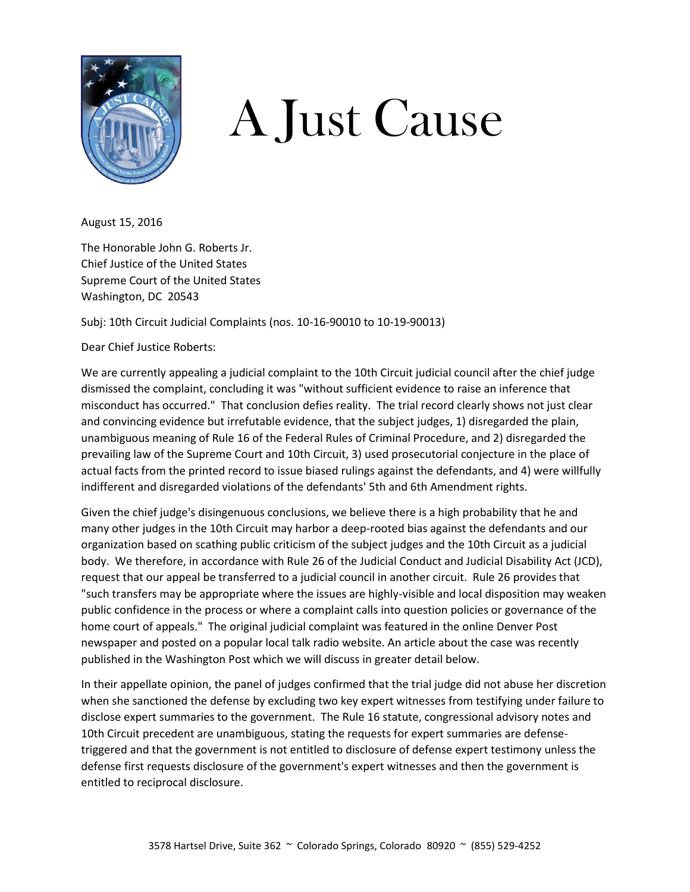# A Just Cause

August 15, 2016

The Honorable John G. Roberts Jr.
Chief Justice of the United States
Supreme Court of the United States
Washington, DC 20543

Subj: 10th Circuit Judicial Complaints (nos. 10-16-90010 to 10-19-90013)

Dear Chief Justice Roberts:

We are currently appealing a judicial complaint to the 10th Circuit judicial council after the chief judge dismissed the complaint, concluding it was "without sufficient evidence to raise an inference that misconduct has occurred." That conclusion defies reality. The trial record clearly shows not just clear and convincing evidence but irrefutable evidence, that the subject judges, 1) disregarded the plain, unambiguous meaning of Rule 16 of the Federal Rules of Criminal Procedure, and 2) disregarded the prevailing law of the Supreme Court and 10th Circuit, 3) used prosecutorial conjecture in the place of actual facts from the printed record to issue biased rulings against the defendants, and 4) were willfully indifferent and disregarded violations of the defendants' 5th and 6th Amendment rights.

Given the chief judge's disingenuous conclusions, we believe there is a high probability that he and many other judges in the 10th Circuit may harbor a deep-rooted bias against the defendants and our organization based on scathing public criticism of the subject judges and the 10th Circuit as a judicial body. We therefore, in accordance with Rule 26 of the Judicial Conduct and Judicial Disability Act (JCD), request that our appeal be transferred to a judicial council in another circuit. Rule 26 provides that "such transfers may be appropriate where the issues are highly-visible and local disposition may weaken public confidence in the process or where a complaint calls into question policies or governance of the home court of appeals." The original judicial complaint was featured in the online Denver Post newspaper and posted on a popular local talk radio website. An article about the case was recently published in the Washington Post which we will discuss in greater detail below.

In their appellate opinion, the panel of judges confirmed that the trial judge did not abuse her discretion when she sanctioned the defense by excluding two key expert witnesses from testifying under failure to disclose expert summaries to the government. The Rule 16 statute, congressional advisory notes and 10th Circuit precedent are unambiguous, stating the requests for expert summaries are defense-triggered and that the government is not entitled to disclosure of defense expert testimony unless the defense first requests disclosure of the government's expert witnesses and then the government is entitled to reciprocal disclosure.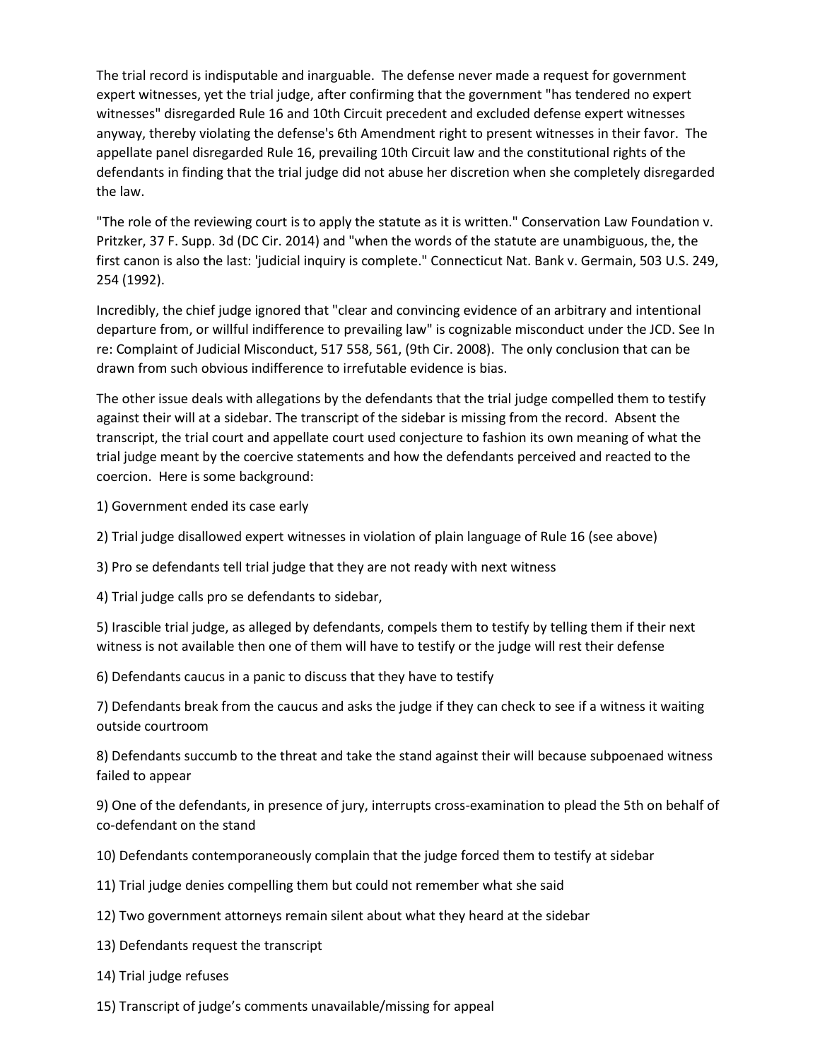The trial record is indisputable and inarguable. The defense never made a request for government expert witnesses, yet the trial judge, after confirming that the government "has tendered no expert witnesses" disregarded Rule 16 and 10th Circuit precedent and excluded defense expert witnesses anyway, thereby violating the defense's 6th Amendment right to present witnesses in their favor. The appellate panel disregarded Rule 16, prevailing 10th Circuit law and the constitutional rights of the defendants in finding that the trial judge did not abuse her discretion when she completely disregarded the law.

"The role of the reviewing court is to apply the statute as it is written." Conservation Law Foundation v. Pritzker, 37 F. Supp. 3d (DC Cir. 2014) and "when the words of the statute are unambiguous, the, the first canon is also the last: 'judicial inquiry is complete." Connecticut Nat. Bank v. Germain, 503 U.S. 249, 254 (1992).

Incredibly, the chief judge ignored that "clear and convincing evidence of an arbitrary and intentional departure from, or willful indifference to prevailing law" is cognizable misconduct under the JCD. See In re: Complaint of Judicial Misconduct, 517 558, 561, (9th Cir. 2008). The only conclusion that can be drawn from such obvious indifference to irrefutable evidence is bias.

The other issue deals with allegations by the defendants that the trial judge compelled them to testify against their will at a sidebar. The transcript of the sidebar is missing from the record. Absent the transcript, the trial court and appellate court used conjecture to fashion its own meaning of what the trial judge meant by the coercive statements and how the defendants perceived and reacted to the coercion. Here is some background:

1) Government ended its case early

2) Trial judge disallowed expert witnesses in violation of plain language of Rule 16 (see above)

3) Pro se defendants tell trial judge that they are not ready with next witness

4) Trial judge calls pro se defendants to sidebar,

5) Irascible trial judge, as alleged by defendants, compels them to testify by telling them if their next witness is not available then one of them will have to testify or the judge will rest their defense

6) Defendants caucus in a panic to discuss that they have to testify

7) Defendants break from the caucus and asks the judge if they can check to see if a witness it waiting outside courtroom

8) Defendants succumb to the threat and take the stand against their will because subpoenaed witness failed to appear

9) One of the defendants, in presence of jury, interrupts cross-examination to plead the 5th on behalf of co-defendant on the stand

10) Defendants contemporaneously complain that the judge forced them to testify at sidebar

11) Trial judge denies compelling them but could not remember what she said

12) Two government attorneys remain silent about what they heard at the sidebar

13) Defendants request the transcript

14) Trial judge refuses

15) Transcript of judge's comments unavailable/missing for appeal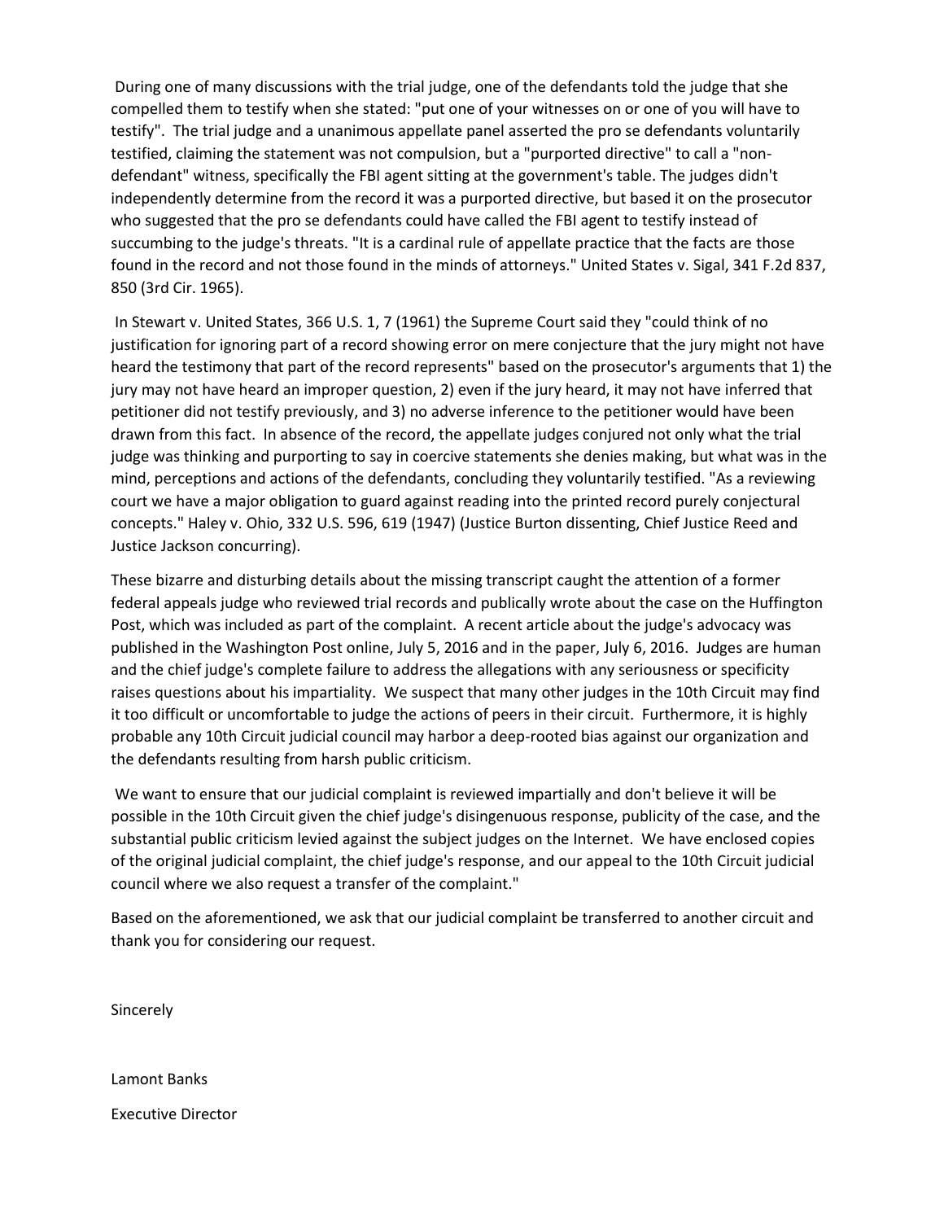During one of many discussions with the trial judge, one of the defendants told the judge that she compelled them to testify when she stated: "put one of your witnesses on or one of you will have to testify". The trial judge and a unanimous appellate panel asserted the pro se defendants voluntarily testified, claiming the statement was not compulsion, but a "purported directive" to call a "non-defendant" witness, specifically the FBI agent sitting at the government's table. The judges didn't independently determine from the record it was a purported directive, but based it on the prosecutor who suggested that the pro se defendants could have called the FBI agent to testify instead of succumbing to the judge's threats. "It is a cardinal rule of appellate practice that the facts are those found in the record and not those found in the minds of attorneys." United States v. Sigal, 341 F.2d 837, 850 (3rd Cir. 1965).

In Stewart v. United States, 366 U.S. 1, 7 (1961) the Supreme Court said they "could think of no justification for ignoring part of a record showing error on mere conjecture that the jury might not have heard the testimony that part of the record represents" based on the prosecutor's arguments that 1) the jury may not have heard an improper question, 2) even if the jury heard, it may not have inferred that petitioner did not testify previously, and 3) no adverse inference to the petitioner would have been drawn from this fact. In absence of the record, the appellate judges conjured not only what the trial judge was thinking and purporting to say in coercive statements she denies making, but what was in the mind, perceptions and actions of the defendants, concluding they voluntarily testified. "As a reviewing court we have a major obligation to guard against reading into the printed record purely conjectural concepts." Haley v. Ohio, 332 U.S. 596, 619 (1947) (Justice Burton dissenting, Chief Justice Reed and Justice Jackson concurring).

These bizarre and disturbing details about the missing transcript caught the attention of a former federal appeals judge who reviewed trial records and publically wrote about the case on the Huffington Post, which was included as part of the complaint. A recent article about the judge's advocacy was published in the Washington Post online, July 5, 2016 and in the paper, July 6, 2016. Judges are human and the chief judge's complete failure to address the allegations with any seriousness or specificity raises questions about his impartiality. We suspect that many other judges in the 10th Circuit may find it too difficult or uncomfortable to judge the actions of peers in their circuit. Furthermore, it is highly probable any 10th Circuit judicial council may harbor a deep-rooted bias against our organization and the defendants resulting from harsh public criticism.

We want to ensure that our judicial complaint is reviewed impartially and don't believe it will be possible in the 10th Circuit given the chief judge's disingenuous response, publicity of the case, and the substantial public criticism levied against the subject judges on the Internet. We have enclosed copies of the original judicial complaint, the chief judge's response, and our appeal to the 10th Circuit judicial council where we also request a transfer of the complaint."

Based on the aforementioned, we ask that our judicial complaint be transferred to another circuit and thank you for considering our request.

Sincerely

Lamont Banks

Executive Director